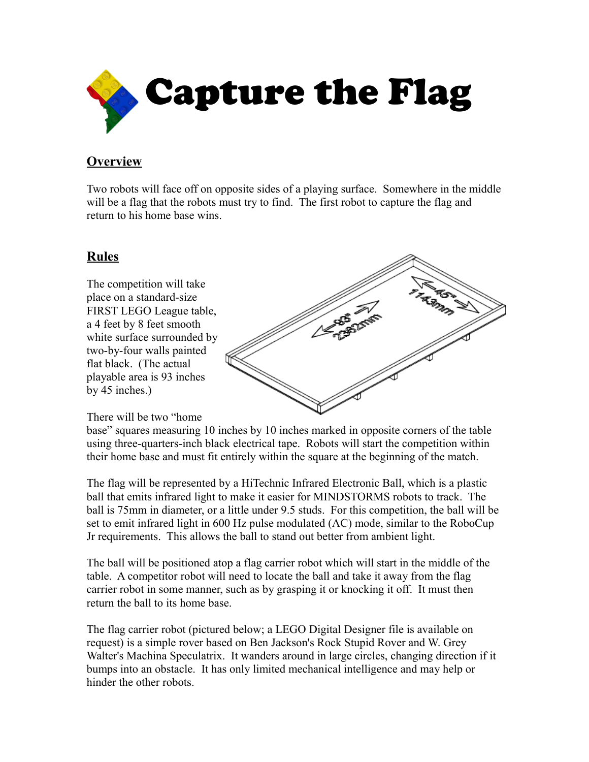# Capture the Flag

## Overview

Two robots will face off on opposite sides of a playing surface. Somewhere in the middle will be a flag that the robots must try to find. The first robot to capture the flag and return to his home base wins.

## Rules

The competition will take place on a standard-size FIRST LEGO League table, a 4 feet by 8 feet smooth white surface surrounded by two-by-four walls painted flat black. (The actual playable area is 93 inches by 45 inches.)

There will be two "home base" squares measuring 10 inches by 10 inches marked in opposite corners of the table using three-quarters-inch black electrical tape. Robots will start the competition within their home base and must fit entirely within the square at the beginning of the match.

The flag will be represented by a HiTechnic Infrared Electronic Ball, which is a plastic ball that emits infrared light to make it easier for MINDSTORMS robots to track. The ball is 75mm in diameter, or a little under 9.5 studs. For this competition, the ball will be set to emit infrared light in 600 Hz pulse modulated (AC) mode, similar to the RoboCup Jr requirements. This allows the ball to stand out better from ambient light.

The ball will be positioned atop a flag carrier robot which will start in the middle of the table. A competitor robot will need to locate the ball and take it away from the flag carrier robot in some manner, such as by grasping it or knocking it off. It must then return the ball to its home base.

The flag carrier robot (pictured below; a LEGO Digital Designer file is available on request) is a simple rover based on Ben Jackson's Rock Stupid Rover and W. Grey Walter's Machina Speculatrix. It wanders around in large circles, changing direction if it bumps into an obstacle. It has only limited mechanical intelligence and may help or hinder the other robots.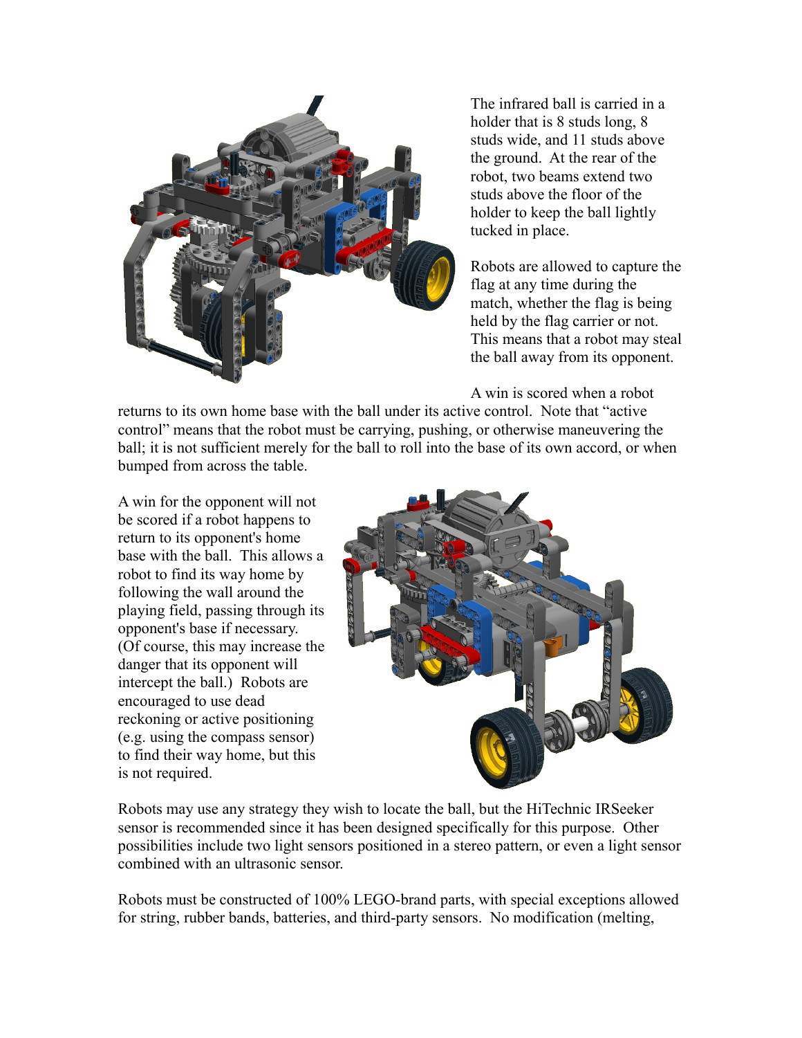The infrared ball is carried in a holder that is 8 studs long, 8 studs wide, and 11 studs above the ground. At the rear of the robot, two beams extend two studs above the floor of the holder to keep the ball lightly tucked in place.

Robots are allowed to capture the flag at any time during the match, whether the flag is being held by the flag carrier or not. This means that a robot may steal the ball away from its opponent.

A win is scored when a robot returns to its own home base with the ball under its active control. Note that "active control" means that the robot must be carrying, pushing, or otherwise maneuvering the ball; it is not sufficient merely for the ball to roll into the base of its own accord, or when bumped from across the table.

A win for the opponent will not be scored if a robot happens to return to its opponent's home base with the ball. This allows a robot to find its way home by following the wall around the playing field, passing through its opponent's base if necessary. (Of course, this may increase the danger that its opponent will intercept the ball.) Robots are encouraged to use dead reckoning or active positioning (e.g. using the compass sensor) to find their way home, but this is not required.

Robots may use any strategy they wish to locate the ball, but the HiTechnic IRSeeker sensor is recommended since it has been designed specifically for this purpose. Other possibilities include two light sensors positioned in a stereo pattern, or even a light sensor combined with an ultrasonic sensor.

Robots must be constructed of 100% LEGO-brand parts, with special exceptions allowed for string, rubber bands, batteries, and third-party sensors. No modification (melting,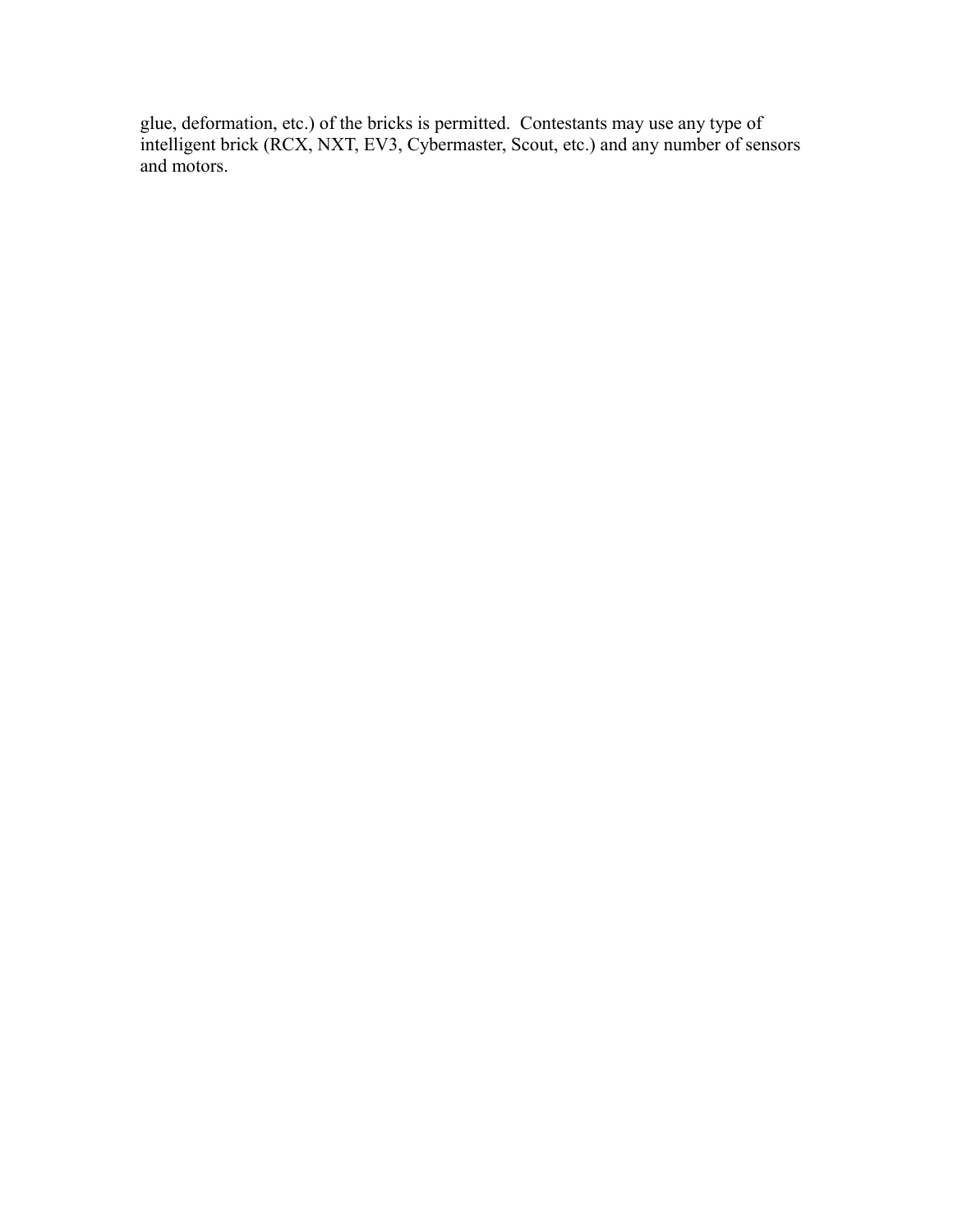glue, deformation, etc.) of the bricks is permitted.  Contestants may use any type of intelligent brick (RCX, NXT, EV3, Cybermaster, Scout, etc.) and any number of sensors and motors.